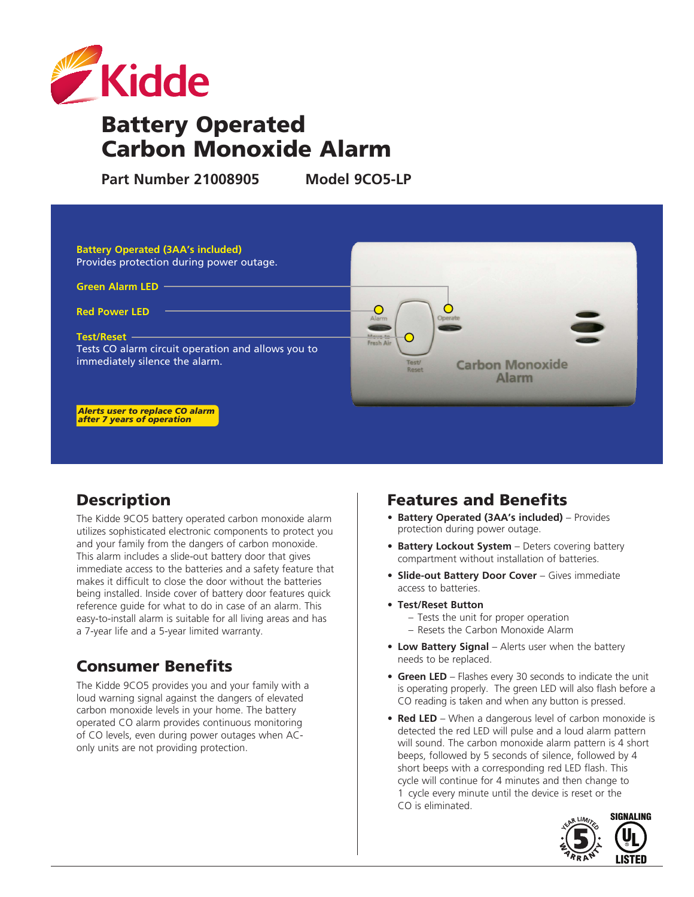Kidde

# Battery Operated Carbon Monoxide Alarm

**Part Number 21008905** **Model 9CO5-LP**

**Battery Operated (3AA's included)**
Provides protection during power outage.

**Green Alarm LED**

**Red Power LED**

**Test/Reset**
Tests CO alarm circuit operation and allows you to immediately silence the alarm.

***Alerts user to replace CO alarm after 7 years of operation***

## Description

The Kidde 9CO5 battery operated carbon monoxide alarm utilizes sophisticated electronic components to protect you and your family from the dangers of carbon monoxide. This alarm includes a slide-out battery door that gives immediate access to the batteries and a safety feature that makes it difficult to close the door without the batteries being installed. Inside cover of battery door features quick reference guide for what to do in case of an alarm. This easy-to-install alarm is suitable for all living areas and has a 7-year life and a 5-year limited warranty.

## Consumer Benefits

The Kidde 9CO5 provides you and your family with a loud warning signal against the dangers of elevated carbon monoxide levels in your home. The battery operated CO alarm provides continuous monitoring of CO levels, even during power outages when AC-only units are not providing protection.

## Features and Benefits

- **Battery Operated (3AA's included)** – Provides protection during power outage.
- **Battery Lockout System** – Deters covering battery compartment without installation of batteries.
- **Slide-out Battery Door Cover** – Gives immediate access to batteries.
- **Test/Reset Button**
  - Tests the unit for proper operation
  - Resets the Carbon Monoxide Alarm
- **Low Battery Signal** – Alerts user when the battery needs to be replaced.
- **Green LED** – Flashes every 30 seconds to indicate the unit is operating properly. The green LED will also flash before a CO reading is taken and when any button is pressed.
- **Red LED** – When a dangerous level of carbon monoxide is detected the red LED will pulse and a loud alarm pattern will sound. The carbon monoxide alarm pattern is 4 short beeps, followed by 5 seconds of silence, followed by 4 short beeps with a corresponding red LED flash. This cycle will continue for 4 minutes and then change to 1 cycle every minute until the device is reset or the CO is eliminated.

5 YEAR LIMITED WARRANTY

SIGNALING UL LISTED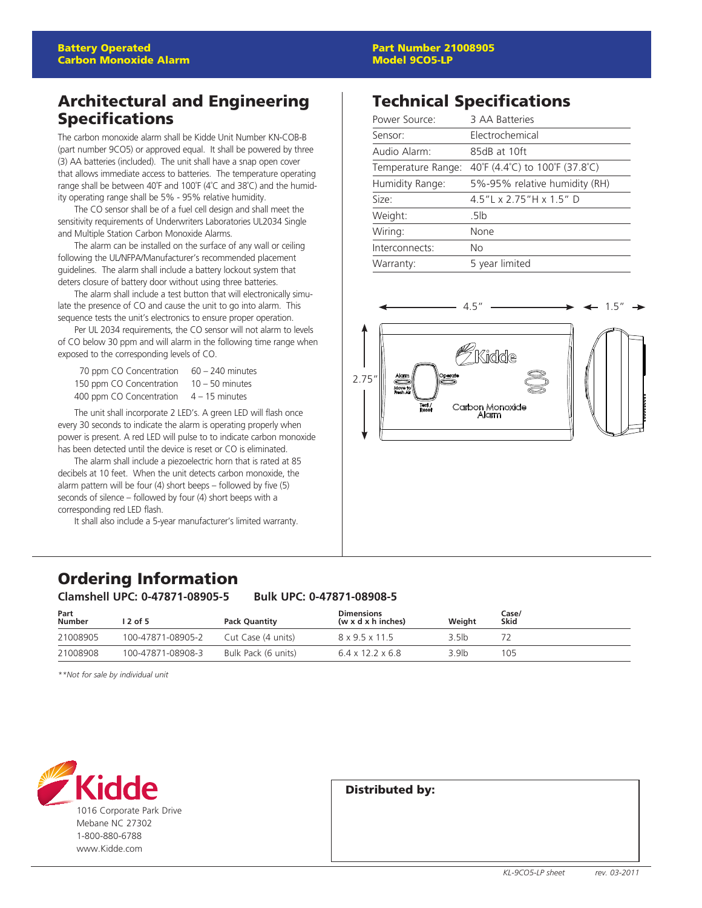**Battery Operated**
**Carbon Monoxide Alarm**

**Part Number 21008905**
**Model 9CO5-LP**

## Architectural and Engineering Specifications

The carbon monoxide alarm shall be Kidde Unit Number KN-COB-B (part number 9CO5) or approved equal. It shall be powered by three (3) AA batteries (included). The unit shall have a snap open cover that allows immediate access to batteries. The temperature operating range shall be between 40˚F and 100˚F (4˚C and 38˚C) and the humidity operating range shall be 5% - 95% relative humidity.

The CO sensor shall be of a fuel cell design and shall meet the sensitivity requirements of Underwriters Laboratories UL2034 Single and Multiple Station Carbon Monoxide Alarms.

The alarm can be installed on the surface of any wall or ceiling following the UL/NFPA/Manufacturer's recommended placement guidelines. The alarm shall include a battery lockout system that deters closure of battery door without using three batteries.

The alarm shall include a test button that will electronically simulate the presence of CO and cause the unit to go into alarm. This sequence tests the unit's electronics to ensure proper operation.

Per UL 2034 requirements, the CO sensor will not alarm to levels of CO below 30 ppm and will alarm in the following time range when exposed to the corresponding levels of CO.

| | |
|---|---|
| 70 ppm CO Concentration | 60 – 240 minutes |
| 150 ppm CO Concentration | 10 – 50 minutes |
| 400 ppm CO Concentration | 4 – 15 minutes |

The unit shall incorporate 2 LED's. A green LED will flash once every 30 seconds to indicate the alarm is operating properly when power is present. A red LED will pulse to to indicate carbon monoxide has been detected until the device is reset or CO is eliminated.

The alarm shall include a piezoelectric horn that is rated at 85 decibels at 10 feet. When the unit detects carbon monoxide, the alarm pattern will be four (4) short beeps – followed by five (5) seconds of silence – followed by four (4) short beeps with a corresponding red LED flash.

It shall also include a 5-year manufacturer's limited warranty.

## Technical Specifications

| | |
|---|---|
| Power Source: | 3 AA Batteries |
| Sensor: | Electrochemical |
| Audio Alarm: | 85dB at 10ft |
| Temperature Range: | 40˚F (4.4˚C) to 100˚F (37.8˚C) |
| Humidity Range: | 5%-95% relative humidity (RH) |
| Size: | 4.5"L x 2.75"H x 1.5" D |
| Weight: | .5lb |
| Wiring: | None |
| Interconnects: | No |
| Warranty: | 5 year limited |

4.5"
1.5"
2.75"
Kidde
Alarm
Move to Fresh Air
Operate
Test / Reset
Carbon Monoxide Alarm

## Ordering Information

**Clamshell UPC: 0-47871-08905-5    Bulk UPC: 0-47871-08908-5**

| Part Number | I 2 of 5 | Pack Quantity | Dimensions (w x d x h inches) | Weight | Case/ Skid |
|---|---|---|---|---|---|
| 21008905 | 100-47871-08905-2 | Cut Case (4 units) | 8 x 9.5 x 11.5 | 3.5lb | 72 |
| 21008908 | 100-47871-08908-3 | Bulk Pack (6 units) | 6.4 x 12.2 x 6.8 | 3.9lb | 105 |

*\*\*Not for sale by individual unit*

Kidde
1016 Corporate Park Drive
Mebane NC 27302
1-800-880-6788
www.Kidde.com

**Distributed by:**

*KL-9CO5-LP sheet    rev. 03-2011*